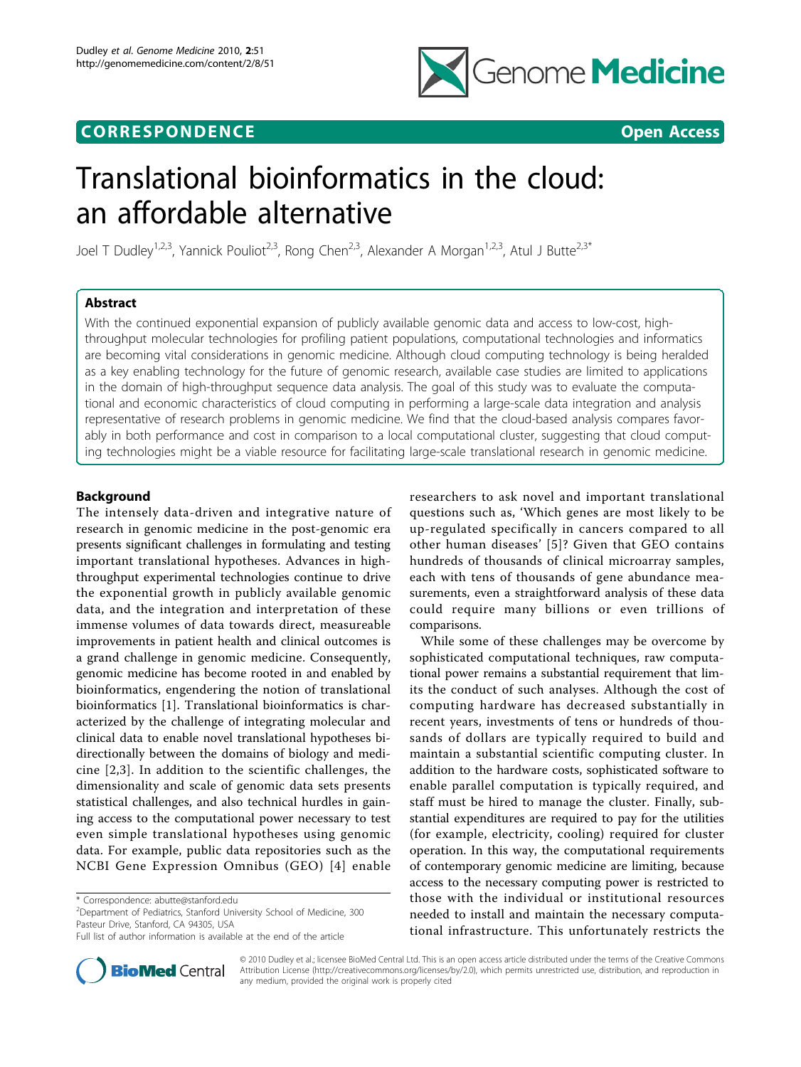CORRESPONDENCE Open Access

# Translational bioinformatics in the cloud: an affordable alternative

Joel T Dudley[1,2,3], Yannick Pouliot[2,3], Rong Chen[2,3], Alexander A Morgan[1,2,3], Atul J Butte[2,3*]

## Abstract

With the continued exponential expansion of publicly available genomic data and access to low-cost, high-throughput molecular technologies for profiling patient populations, computational technologies and informatics are becoming vital considerations in genomic medicine. Although cloud computing technology is being heralded as a key enabling technology for the future of genomic research, available case studies are limited to applications in the domain of high-throughput sequence data analysis. The goal of this study was to evaluate the computational and economic characteristics of cloud computing in performing a large-scale data integration and analysis representative of research problems in genomic medicine. We find that the cloud-based analysis compares favorably in both performance and cost in comparison to a local computational cluster, suggesting that cloud computing technologies might be a viable resource for facilitating large-scale translational research in genomic medicine.

## Background

The intensely data-driven and integrative nature of research in genomic medicine in the post-genomic era presents significant challenges in formulating and testing important translational hypotheses. Advances in high-throughput experimental technologies continue to drive the exponential growth in publicly available genomic data, and the integration and interpretation of these immense volumes of data towards direct, measureable improvements in patient health and clinical outcomes is a grand challenge in genomic medicine. Consequently, genomic medicine has become rooted in and enabled by bioinformatics, engendering the notion of translational bioinformatics [1]. Translational bioinformatics is characterized by the challenge of integrating molecular and clinical data to enable novel translational hypotheses bi-directionally between the domains of biology and medicine [2,3]. In addition to the scientific challenges, the dimensionality and scale of genomic data sets presents statistical challenges, and also technical hurdles in gaining access to the computational power necessary to test even simple translational hypotheses using genomic data. For example, public data repositories such as the NCBI Gene Expression Omnibus (GEO) [4] enable researchers to ask novel and important translational questions such as, 'Which genes are most likely to be up-regulated specifically in cancers compared to all other human diseases' [5]? Given that GEO contains hundreds of thousands of clinical microarray samples, each with tens of thousands of gene abundance measurements, even a straightforward analysis of these data could require many billions or even trillions of comparisons.

While some of these challenges may be overcome by sophisticated computational techniques, raw computational power remains a substantial requirement that limits the conduct of such analyses. Although the cost of computing hardware has decreased substantially in recent years, investments of tens or hundreds of thousands of dollars are typically required to build and maintain a substantial scientific computing cluster. In addition to the hardware costs, sophisticated software to enable parallel computation is typically required, and staff must be hired to manage the cluster. Finally, substantial expenditures are required to pay for the utilities (for example, electricity, cooling) required for cluster operation. In this way, the computational requirements of contemporary genomic medicine are limiting, because access to the necessary computing power is restricted to those with the individual or institutional resources needed to install and maintain the necessary computational infrastructure. This unfortunately restricts the

\* Correspondence: abutte@stanford.edu
[2]Department of Pediatrics, Stanford University School of Medicine, 300 Pasteur Drive, Stanford, CA 94305, USA
Full list of author information is available at the end of the article

© 2010 Dudley et al.; licensee BioMed Central Ltd. This is an open access article distributed under the terms of the Creative Commons Attribution License (http://creativecommons.org/licenses/by/2.0), which permits unrestricted use, distribution, and reproduction in any medium, provided the original work is properly cited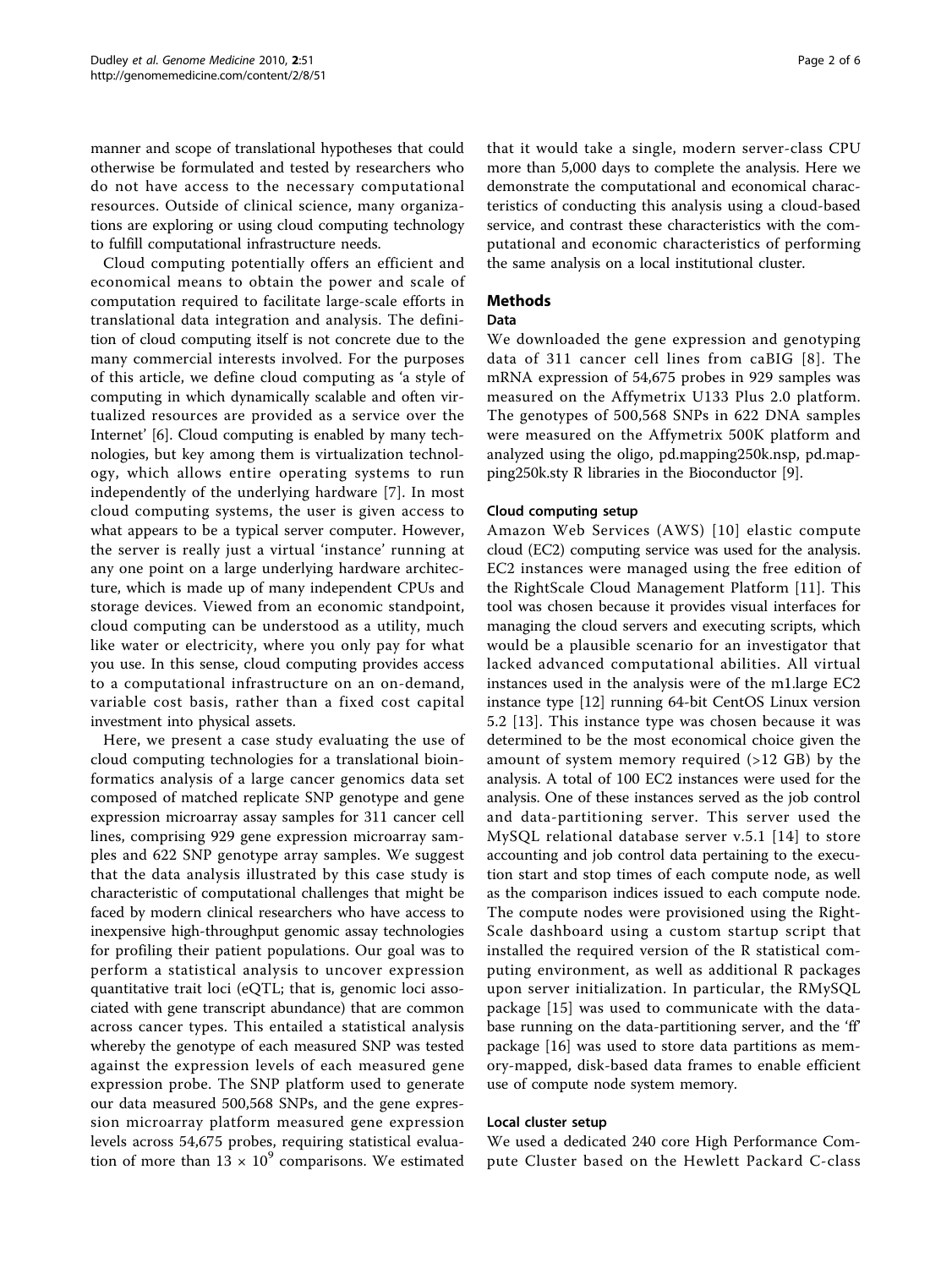manner and scope of translational hypotheses that could otherwise be formulated and tested by researchers who do not have access to the necessary computational resources. Outside of clinical science, many organizations are exploring or using cloud computing technology to fulfill computational infrastructure needs.

Cloud computing potentially offers an efficient and economical means to obtain the power and scale of computation required to facilitate large-scale efforts in translational data integration and analysis. The definition of cloud computing itself is not concrete due to the many commercial interests involved. For the purposes of this article, we define cloud computing as 'a style of computing in which dynamically scalable and often virtualized resources are provided as a service over the Internet' [6]. Cloud computing is enabled by many technologies, but key among them is virtualization technology, which allows entire operating systems to run independently of the underlying hardware [7]. In most cloud computing systems, the user is given access to what appears to be a typical server computer. However, the server is really just a virtual 'instance' running at any one point on a large underlying hardware architecture, which is made up of many independent CPUs and storage devices. Viewed from an economic standpoint, cloud computing can be understood as a utility, much like water or electricity, where you only pay for what you use. In this sense, cloud computing provides access to a computational infrastructure on an on-demand, variable cost basis, rather than a fixed cost capital investment into physical assets.

Here, we present a case study evaluating the use of cloud computing technologies for a translational bioinformatics analysis of a large cancer genomics data set composed of matched replicate SNP genotype and gene expression microarray assay samples for 311 cancer cell lines, comprising 929 gene expression microarray samples and 622 SNP genotype array samples. We suggest that the data analysis illustrated by this case study is characteristic of computational challenges that might be faced by modern clinical researchers who have access to inexpensive high-throughput genomic assay technologies for profiling their patient populations. Our goal was to perform a statistical analysis to uncover expression quantitative trait loci (eQTL; that is, genomic loci associated with gene transcript abundance) that are common across cancer types. This entailed a statistical analysis whereby the genotype of each measured SNP was tested against the expression levels of each measured gene expression probe. The SNP platform used to generate our data measured 500,568 SNPs, and the gene expression microarray platform measured gene expression levels across 54,675 probes, requiring statistical evaluation of more than $13 \times 10^9$ comparisons. We estimated that it would take a single, modern server-class CPU more than 5,000 days to complete the analysis. Here we demonstrate the computational and economical characteristics of conducting this analysis using a cloud-based service, and contrast these characteristics with the computational and economic characteristics of performing the same analysis on a local institutional cluster.

## Methods

### Data

We downloaded the gene expression and genotyping data of 311 cancer cell lines from caBIG [8]. The mRNA expression of 54,675 probes in 929 samples was measured on the Affymetrix U133 Plus 2.0 platform. The genotypes of 500,568 SNPs in 622 DNA samples were measured on the Affymetrix 500K platform and analyzed using the oligo, pd.mapping250k.nsp, pd.mapping250k.sty R libraries in the Bioconductor [9].

### Cloud computing setup

Amazon Web Services (AWS) [10] elastic compute cloud (EC2) computing service was used for the analysis. EC2 instances were managed using the free edition of the RightScale Cloud Management Platform [11]. This tool was chosen because it provides visual interfaces for managing the cloud servers and executing scripts, which would be a plausible scenario for an investigator that lacked advanced computational abilities. All virtual instances used in the analysis were of the m1.large EC2 instance type [12] running 64-bit CentOS Linux version 5.2 [13]. This instance type was chosen because it was determined to be the most economical choice given the amount of system memory required (>12 GB) by the analysis. A total of 100 EC2 instances were used for the analysis. One of these instances served as the job control and data-partitioning server. This server used the MySQL relational database server v.5.1 [14] to store accounting and job control data pertaining to the execution start and stop times of each compute node, as well as the comparison indices issued to each compute node. The compute nodes were provisioned using the RightScale dashboard using a custom startup script that installed the required version of the R statistical computing environment, as well as additional R packages upon server initialization. In particular, the RMySQL package [15] was used to communicate with the database running on the data-partitioning server, and the 'ff' package [16] was used to store data partitions as memory-mapped, disk-based data frames to enable efficient use of compute node system memory.

### Local cluster setup

We used a dedicated 240 core High Performance Compute Cluster based on the Hewlett Packard C-class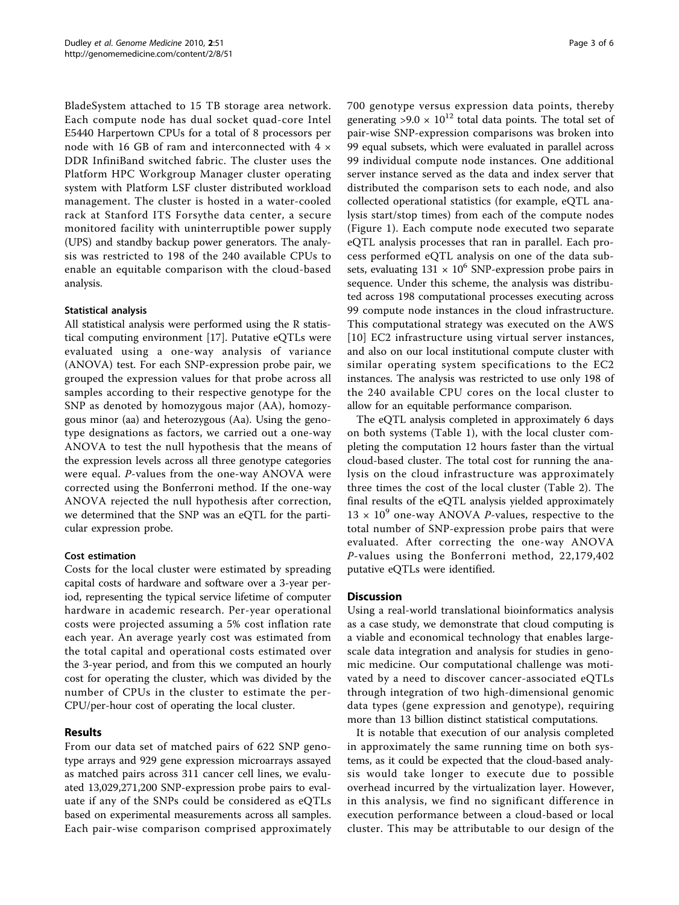BladeSystem attached to 15 TB storage area network. Each compute node has dual socket quad-core Intel E5440 Harpertown CPUs for a total of 8 processors per node with 16 GB of ram and interconnected with 4 × DDR InfiniBand switched fabric. The cluster uses the Platform HPC Workgroup Manager cluster operating system with Platform LSF cluster distributed workload management. The cluster is hosted in a water-cooled rack at Stanford ITS Forsythe data center, a secure monitored facility with uninterruptible power supply (UPS) and standby backup power generators. The analysis was restricted to 198 of the 240 available CPUs to enable an equitable comparison with the cloud-based analysis.

### Statistical analysis

All statistical analysis were performed using the R statistical computing environment [17]. Putative eQTLs were evaluated using a one-way analysis of variance (ANOVA) test. For each SNP-expression probe pair, we grouped the expression values for that probe across all samples according to their respective genotype for the SNP as denoted by homozygous major (AA), homozygous minor (aa) and heterozygous (Aa). Using the genotype designations as factors, we carried out a one-way ANOVA to test the null hypothesis that the means of the expression levels across all three genotype categories were equal. *P*-values from the one-way ANOVA were corrected using the Bonferroni method. If the one-way ANOVA rejected the null hypothesis after correction, we determined that the SNP was an eQTL for the particular expression probe.

### Cost estimation

Costs for the local cluster were estimated by spreading capital costs of hardware and software over a 3-year period, representing the typical service lifetime of computer hardware in academic research. Per-year operational costs were projected assuming a 5% cost inflation rate each year. An average yearly cost was estimated from the total capital and operational costs estimated over the 3-year period, and from this we computed an hourly cost for operating the cluster, which was divided by the number of CPUs in the cluster to estimate the per-CPU/per-hour cost of operating the local cluster.

## Results

From our data set of matched pairs of 622 SNP genotype arrays and 929 gene expression microarrays assayed as matched pairs across 311 cancer cell lines, we evaluated 13,029,271,200 SNP-expression probe pairs to evaluate if any of the SNPs could be considered as eQTLs based on experimental measurements across all samples. Each pair-wise comparison comprised approximately 700 genotype versus expression data points, thereby generating $>9.0 \times 10^{12}$ total data points. The total set of pair-wise SNP-expression comparisons was broken into 99 equal subsets, which were evaluated in parallel across 99 individual compute node instances. One additional server instance served as the data and index server that distributed the comparison sets to each node, and also collected operational statistics (for example, eQTL analysis start/stop times) from each of the compute nodes (Figure 1). Each compute node executed two separate eQTL analysis processes that ran in parallel. Each process performed eQTL analysis on one of the data subsets, evaluating $131 \times 10^6$ SNP-expression probe pairs in sequence. Under this scheme, the analysis was distributed across 198 computational processes executing across 99 compute node instances in the cloud infrastructure. This computational strategy was executed on the AWS [10] EC2 infrastructure using virtual server instances, and also on our local institutional compute cluster with similar operating system specifications to the EC2 instances. The analysis was restricted to use only 198 of the 240 available CPU cores on the local cluster to allow for an equitable performance comparison.

The eQTL analysis completed in approximately 6 days on both systems (Table 1), with the local cluster completing the computation 12 hours faster than the virtual cloud-based cluster. The total cost for running the analysis on the cloud infrastructure was approximately three times the cost of the local cluster (Table 2). The final results of the eQTL analysis yielded approximately $13 \times 10^9$ one-way ANOVA *P*-values, respective to the total number of SNP-expression probe pairs that were evaluated. After correcting the one-way ANOVA *P*-values using the Bonferroni method, 22,179,402 putative eQTLs were identified.

## Discussion

Using a real-world translational bioinformatics analysis as a case study, we demonstrate that cloud computing is a viable and economical technology that enables large-scale data integration and analysis for studies in genomic medicine. Our computational challenge was motivated by a need to discover cancer-associated eQTLs through integration of two high-dimensional genomic data types (gene expression and genotype), requiring more than 13 billion distinct statistical computations.

It is notable that execution of our analysis completed in approximately the same running time on both systems, as it could be expected that the cloud-based analysis would take longer to execute due to possible overhead incurred by the virtualization layer. However, in this analysis, we find no significant difference in execution performance between a cloud-based or local cluster. This may be attributable to our design of the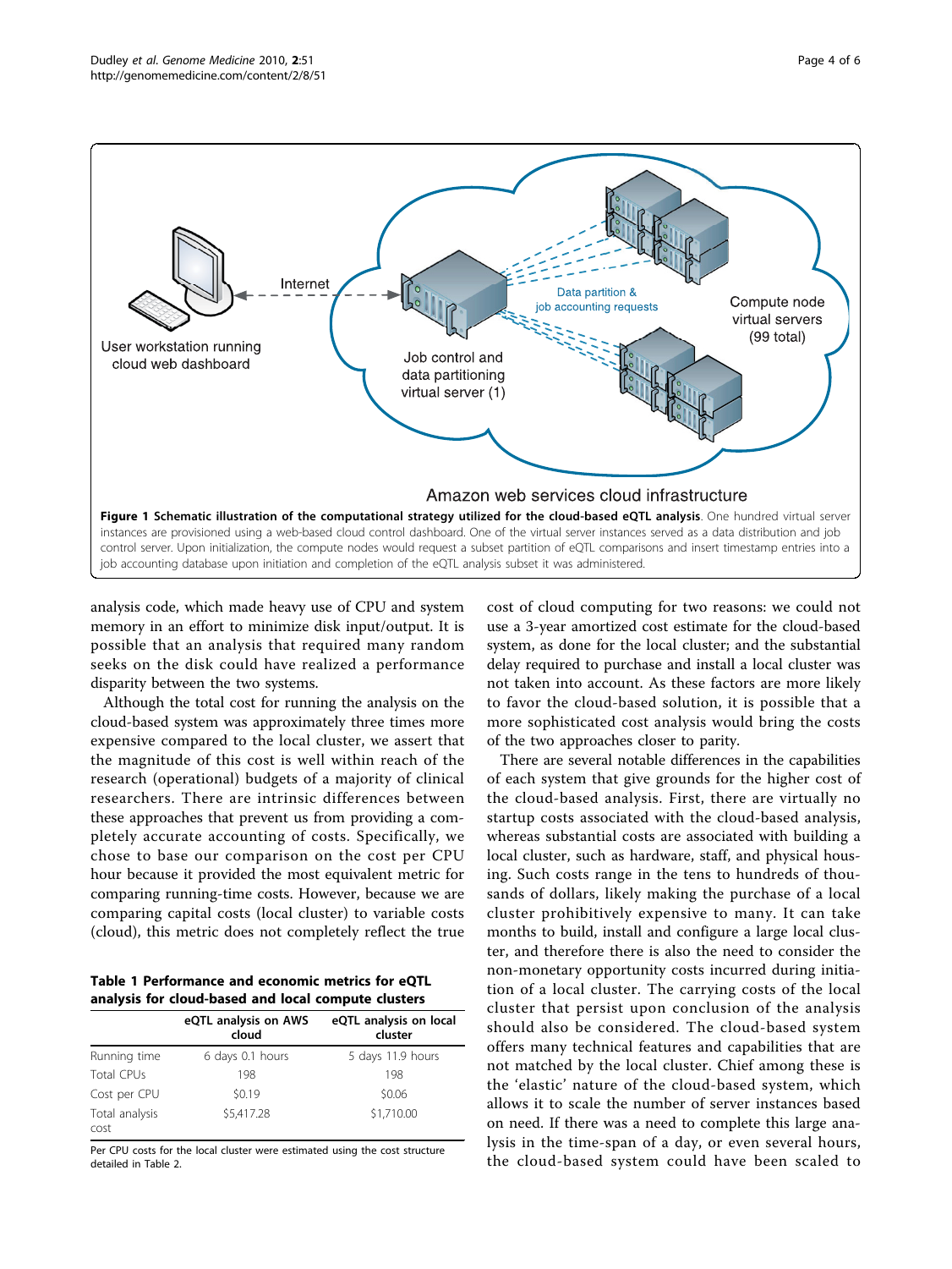**Figure 1 Schematic illustration of the computational strategy utilized for the cloud-based eQTL analysis**. One hundred virtual server instances are provisioned using a web-based cloud control dashboard. One of the virtual server instances served as a data distribution and job control server. Upon initialization, the compute nodes would request a subset partition of eQTL comparisons and insert timestamp entries into a job accounting database upon initiation and completion of the eQTL analysis subset it was administered.

analysis code, which made heavy use of CPU and system memory in an effort to minimize disk input/output. It is possible that an analysis that required many random seeks on the disk could have realized a performance disparity between the two systems.

Although the total cost for running the analysis on the cloud-based system was approximately three times more expensive compared to the local cluster, we assert that the magnitude of this cost is well within reach of the research (operational) budgets of a majority of clinical researchers. There are intrinsic differences between these approaches that prevent us from providing a completely accurate accounting of costs. Specifically, we chose to base our comparison on the cost per CPU hour because it provided the most equivalent metric for comparing running-time costs. However, because we are comparing capital costs (local cluster) to variable costs (cloud), this metric does not completely reflect the true cost of cloud computing for two reasons: we could not use a 3-year amortized cost estimate for the cloud-based system, as done for the local cluster; and the substantial delay required to purchase and install a local cluster was not taken into account. As these factors are more likely to favor the cloud-based solution, it is possible that a more sophisticated cost analysis would bring the costs of the two approaches closer to parity.

**Table 1 Performance and economic metrics for eQTL analysis for cloud-based and local compute clusters**

| | eQTL analysis on AWS cloud | eQTL analysis on local cluster |
|---|---|---|
| Running time | 6 days 0.1 hours | 5 days 11.9 hours |
| Total CPUs | 198 | 198 |
| Cost per CPU | $0.19 | $0.06 |
| Total analysis cost | $5,417.28 | $1,710.00 |

Per CPU costs for the local cluster were estimated using the cost structure detailed in Table 2.

There are several notable differences in the capabilities of each system that give grounds for the higher cost of the cloud-based analysis. First, there are virtually no startup costs associated with the cloud-based analysis, whereas substantial costs are associated with building a local cluster, such as hardware, staff, and physical housing. Such costs range in the tens to hundreds of thousands of dollars, likely making the purchase of a local cluster prohibitively expensive to many. It can take months to build, install and configure a large local cluster, and therefore there is also the need to consider the non-monetary opportunity costs incurred during initiation of a local cluster. The carrying costs of the local cluster that persist upon conclusion of the analysis should also be considered. The cloud-based system offers many technical features and capabilities that are not matched by the local cluster. Chief among these is the 'elastic' nature of the cloud-based system, which allows it to scale the number of server instances based on need. If there was a need to complete this large analysis in the time-span of a day, or even several hours, the cloud-based system could have been scaled to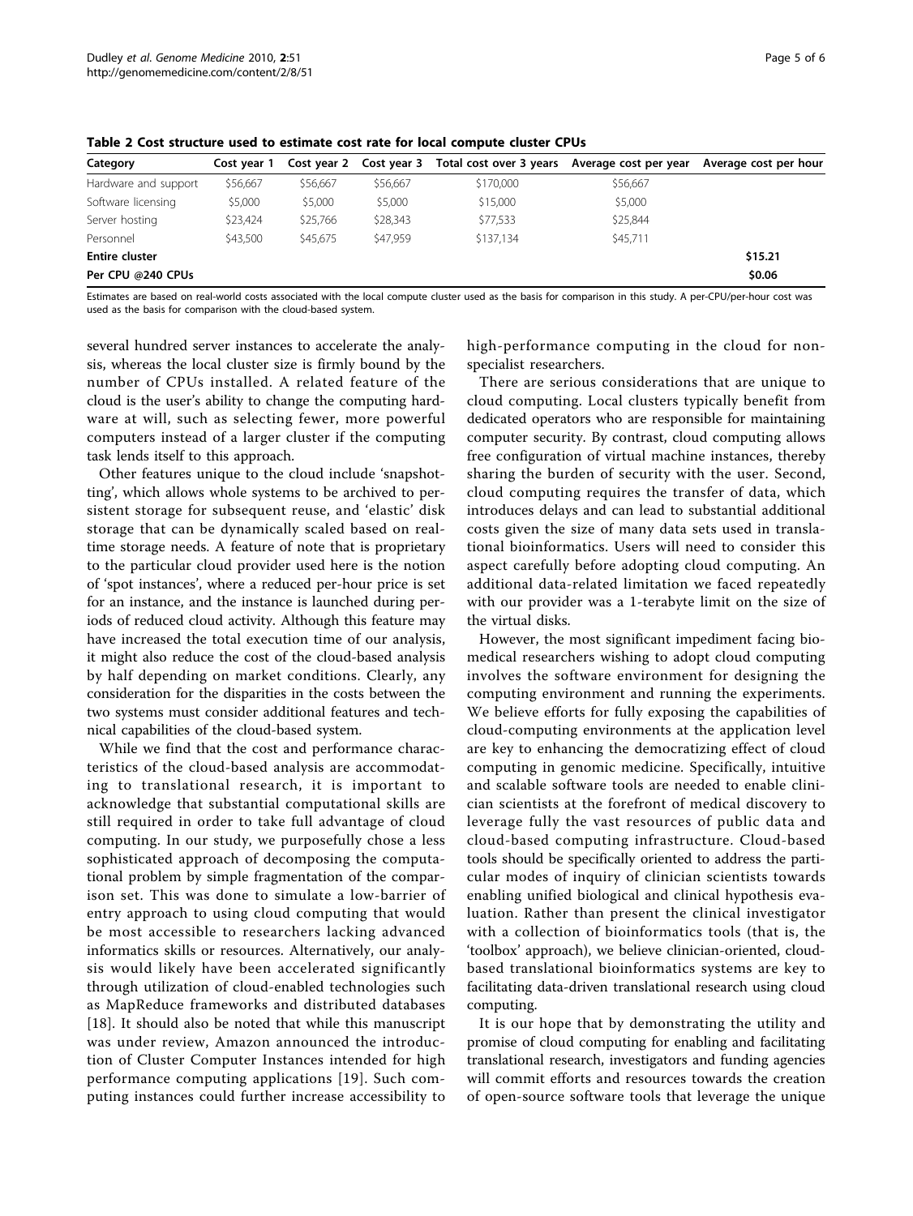**Table 2 Cost structure used to estimate cost rate for local compute cluster CPUs**

| Category | Cost year 1 | Cost year 2 | Cost year 3 | Total cost over 3 years | Average cost per year | Average cost per hour |
|---|---|---|---|---|---|---|
| Hardware and support | $56,667 | $56,667 | $56,667 | $170,000 | $56,667 | |
| Software licensing | $5,000 | $5,000 | $5,000 | $15,000 | $5,000 | |
| Server hosting | $23,424 | $25,766 | $28,343 | $77,533 | $25,844 | |
| Personnel | $43,500 | $45,675 | $47,959 | $137,134 | $45,711 | |
| **Entire cluster** | | | | | | **$15.21** |
| **Per CPU @240 CPUs** | | | | | | **$0.06** |

Estimates are based on real-world costs associated with the local compute cluster used as the basis for comparison in this study. A per-CPU/per-hour cost was used as the basis for comparison with the cloud-based system.

several hundred server instances to accelerate the analysis, whereas the local cluster size is firmly bound by the number of CPUs installed. A related feature of the cloud is the user's ability to change the computing hardware at will, such as selecting fewer, more powerful computers instead of a larger cluster if the computing task lends itself to this approach.

Other features unique to the cloud include 'snapshotting', which allows whole systems to be archived to persistent storage for subsequent reuse, and 'elastic' disk storage that can be dynamically scaled based on real-time storage needs. A feature of note that is proprietary to the particular cloud provider used here is the notion of 'spot instances', where a reduced per-hour price is set for an instance, and the instance is launched during periods of reduced cloud activity. Although this feature may have increased the total execution time of our analysis, it might also reduce the cost of the cloud-based analysis by half depending on market conditions. Clearly, any consideration for the disparities in the costs between the two systems must consider additional features and technical capabilities of the cloud-based system.

While we find that the cost and performance characteristics of the cloud-based analysis are accommodating to translational research, it is important to acknowledge that substantial computational skills are still required in order to take full advantage of cloud computing. In our study, we purposefully chose a less sophisticated approach of decomposing the computational problem by simple fragmentation of the comparison set. This was done to simulate a low-barrier of entry approach to using cloud computing that would be most accessible to researchers lacking advanced informatics skills or resources. Alternatively, our analysis would likely have been accelerated significantly through utilization of cloud-enabled technologies such as MapReduce frameworks and distributed databases [18]. It should also be noted that while this manuscript was under review, Amazon announced the introduction of Cluster Computer Instances intended for high performance computing applications [19]. Such computing instances could further increase accessibility to high-performance computing in the cloud for non-specialist researchers.

There are serious considerations that are unique to cloud computing. Local clusters typically benefit from dedicated operators who are responsible for maintaining computer security. By contrast, cloud computing allows free configuration of virtual machine instances, thereby sharing the burden of security with the user. Second, cloud computing requires the transfer of data, which introduces delays and can lead to substantial additional costs given the size of many data sets used in translational bioinformatics. Users will need to consider this aspect carefully before adopting cloud computing. An additional data-related limitation we faced repeatedly with our provider was a 1-terabyte limit on the size of the virtual disks.

However, the most significant impediment facing biomedical researchers wishing to adopt cloud computing involves the software environment for designing the computing environment and running the experiments. We believe efforts for fully exposing the capabilities of cloud-computing environments at the application level are key to enhancing the democratizing effect of cloud computing in genomic medicine. Specifically, intuitive and scalable software tools are needed to enable clinician scientists at the forefront of medical discovery to leverage fully the vast resources of public data and cloud-based computing infrastructure. Cloud-based tools should be specifically oriented to address the particular modes of inquiry of clinician scientists towards enabling unified biological and clinical hypothesis evaluation. Rather than present the clinical investigator with a collection of bioinformatics tools (that is, the 'toolbox' approach), we believe clinician-oriented, cloud-based translational bioinformatics systems are key to facilitating data-driven translational research using cloud computing.

It is our hope that by demonstrating the utility and promise of cloud computing for enabling and facilitating translational research, investigators and funding agencies will commit efforts and resources towards the creation of open-source software tools that leverage the unique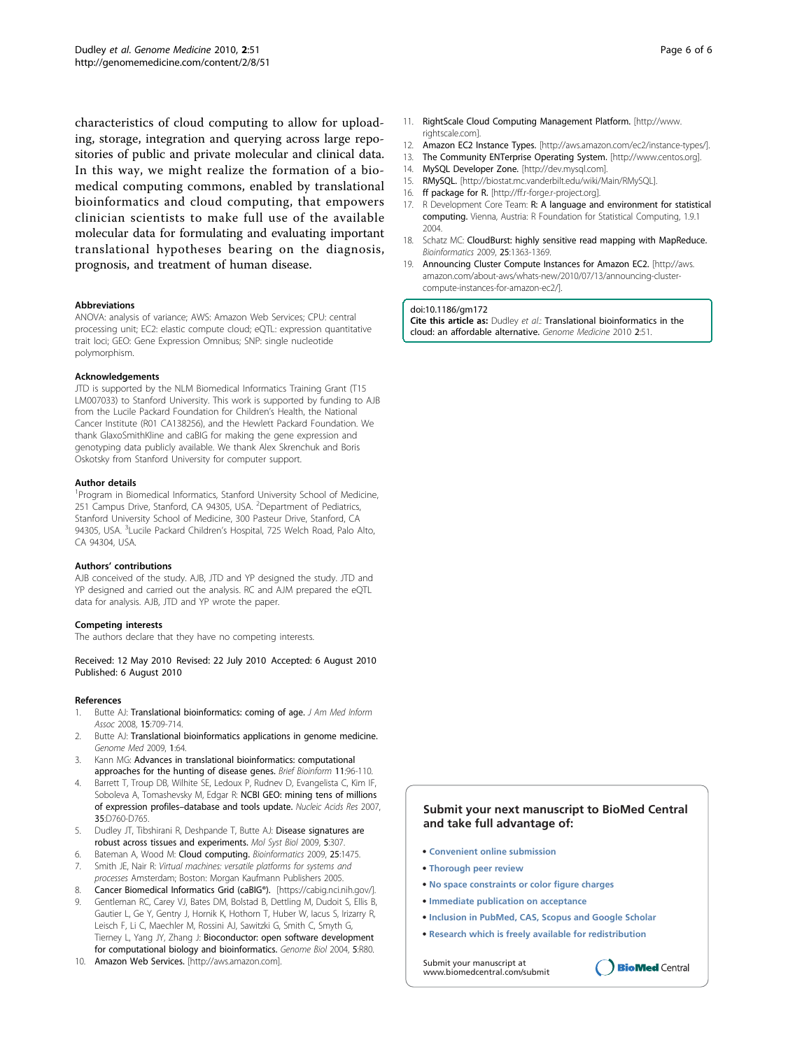characteristics of cloud computing to allow for uploading, storage, integration and querying across large repositories of public and private molecular and clinical data. In this way, we might realize the formation of a biomedical computing commons, enabled by translational bioinformatics and cloud computing, that empowers clinician scientists to make full use of the available molecular data for formulating and evaluating important translational hypotheses bearing on the diagnosis, prognosis, and treatment of human disease.

#### Abbreviations
ANOVA: analysis of variance; AWS: Amazon Web Services; CPU: central processing unit; EC2: elastic compute cloud; eQTL: expression quantitative trait loci; GEO: Gene Expression Omnibus; SNP: single nucleotide polymorphism.

#### Acknowledgements
JTD is supported by the NLM Biomedical Informatics Training Grant (T15 LM007033) to Stanford University. This work is supported by funding to AJB from the Lucile Packard Foundation for Children's Health, the National Cancer Institute (R01 CA138256), and the Hewlett Packard Foundation. We thank GlaxoSmithKline and caBIG for making the gene expression and genotyping data publicly available. We thank Alex Skrenchuk and Boris Oskotsky from Stanford University for computer support.

#### Author details
[1]Program in Biomedical Informatics, Stanford University School of Medicine, 251 Campus Drive, Stanford, CA 94305, USA. [2]Department of Pediatrics, Stanford University School of Medicine, 300 Pasteur Drive, Stanford, CA 94305, USA. [3]Lucile Packard Children's Hospital, 725 Welch Road, Palo Alto, CA 94304, USA.

#### Authors' contributions
AJB conceived of the study. AJB, JTD and YP designed the study. JTD and YP designed and carried out the analysis. RC and AJM prepared the eQTL data for analysis. AJB, JTD and YP wrote the paper.

#### Competing interests
The authors declare that they have no competing interests.

Received: 12 May 2010 Revised: 22 July 2010 Accepted: 6 August 2010
Published: 6 August 2010

#### References
1. Butte AJ: **Translational bioinformatics: coming of age.** *J Am Med Inform Assoc* 2008, **15**:709-714.
2. Butte AJ: **Translational bioinformatics applications in genome medicine.** *Genome Med* 2009, **1**:64.
3. Kann MG: **Advances in translational bioinformatics: computational approaches for the hunting of disease genes.** *Brief Bioinform* 11:96-110.
4. Barrett T, Troup DB, Wilhite SE, Ledoux P, Rudnev D, Evangelista C, Kim IF, Soboleva A, Tomashevsky M, Edgar R: **NCBI GEO: mining tens of millions of expression profiles–database and tools update.** *Nucleic Acids Res* 2007, **35**:D760-D765.
5. Dudley JT, Tibshirani R, Deshpande T, Butte AJ: **Disease signatures are robust across tissues and experiments.** *Mol Syst Biol* 2009, **5**:307.
6. Bateman A, Wood M: **Cloud computing.** *Bioinformatics* 2009, **25**:1475.
7. Smith JE, Nair R: *Virtual machines: versatile platforms for systems and processes* Amsterdam; Boston: Morgan Kaufmann Publishers 2005.
8. **Cancer Biomedical Informatics Grid (caBIG®).** [https://cabig.nci.nih.gov/].
9. Gentleman RC, Carey VJ, Bates DM, Bolstad B, Dettling M, Dudoit S, Ellis B, Gautier L, Ge Y, Gentry J, Hornik K, Hothorn T, Huber W, Iacus S, Irizarry R, Leisch F, Li C, Maechler M, Rossini AJ, Sawitzki G, Smith C, Smyth G, Tierney L, Yang JY, Zhang J: **Bioconductor: open software development for computational biology and bioinformatics.** *Genome Biol* 2004, **5**:R80.
10. **Amazon Web Services.** [http://aws.amazon.com].
11. **RightScale Cloud Computing Management Platform.** [http://www.rightscale.com].
12. **Amazon EC2 Instance Types.** [http://aws.amazon.com/ec2/instance-types/].
13. **The Community ENTerprise Operating System.** [http://www.centos.org].
14. **MySQL Developer Zone.** [http://dev.mysql.com].
15. **RMySQL.** [http://biostat.mc.vanderbilt.edu/wiki/Main/RMySQL].
16. **ff package for R.** [http://ff.r-forge.r-project.org].
17. R Development Core Team: **R: A language and environment for statistical computing.** Vienna, Austria: R Foundation for Statistical Computing, 1.9.1 2004.
18. Schatz MC: **CloudBurst: highly sensitive read mapping with MapReduce.** *Bioinformatics* 2009, **25**:1363-1369.
19. **Announcing Cluster Compute Instances for Amazon EC2.** [http://aws.amazon.com/about-aws/whats-new/2010/07/13/announcing-cluster-compute-instances-for-amazon-ec2/].

doi:10.1186/gm172
**Cite this article as:** Dudley *et al.*: Translational bioinformatics in the cloud: an affordable alternative. *Genome Medicine* 2010 **2**:51.

**Submit your next manuscript to BioMed Central and take full advantage of:**

- Convenient online submission
- Thorough peer review
- No space constraints or color figure charges
- Immediate publication on acceptance
- Inclusion in PubMed, CAS, Scopus and Google Scholar
- Research which is freely available for redistribution

Submit your manuscript at
www.biomedcentral.com/submit